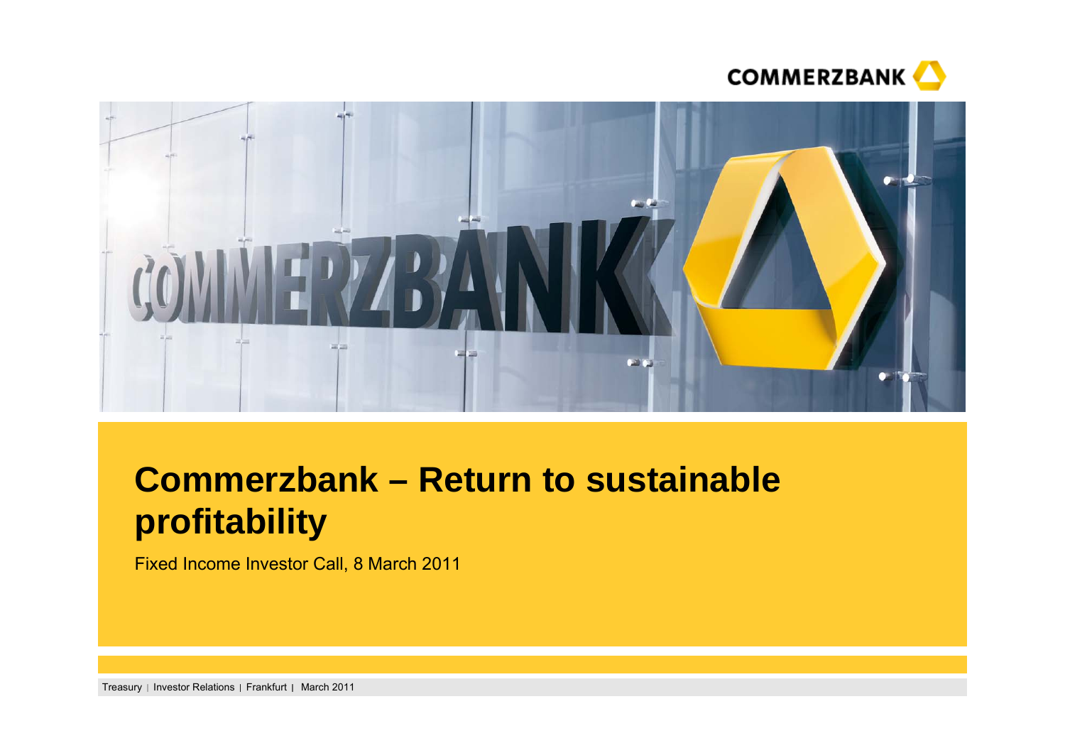# Commerzbank – Return to sustainable profitability

Fixed Income Investor Call, 8 March 2011

Treasury | Investor Relations | Frankfurt | March 2011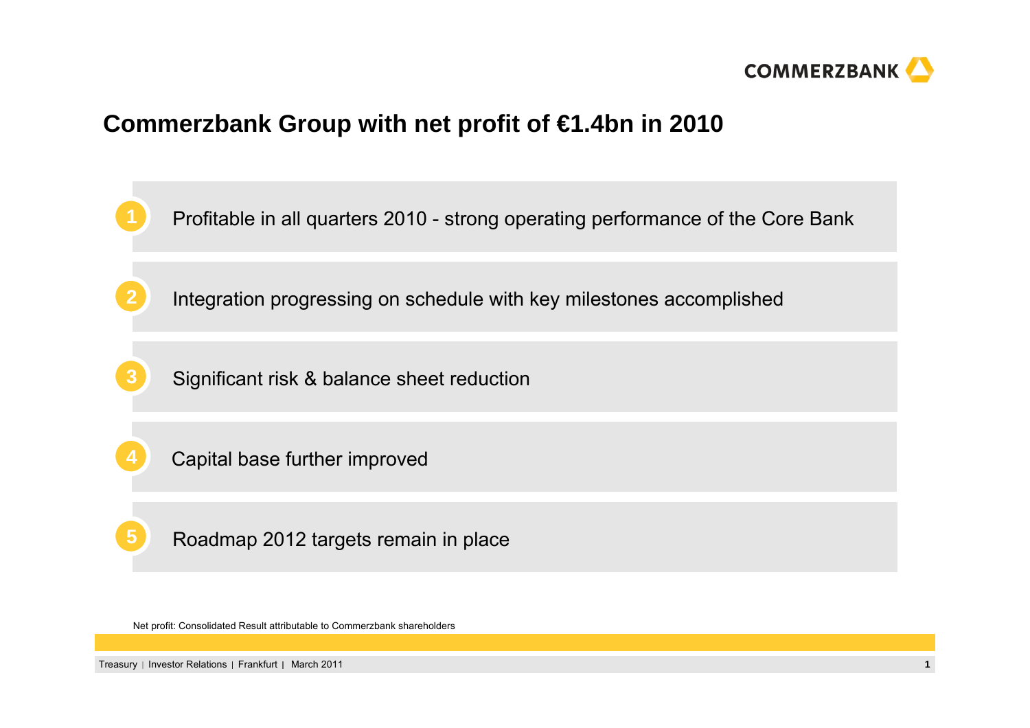# Commerzbank Group with net profit of €1.4bn in 2010

1. Profitable in all quarters 2010 - strong operating performance of the Core Bank
2. Integration progressing on schedule with key milestones accomplished
3. Significant risk & balance sheet reduction
4. Capital base further improved
5. Roadmap 2012 targets remain in place

Net profit: Consolidated Result attributable to Commerzbank shareholders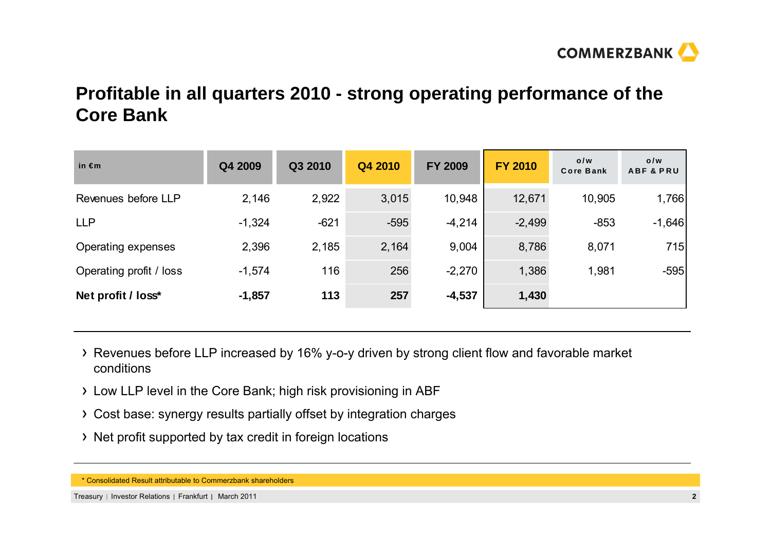## Profitable in all quarters 2010 - strong operating performance of the Core Bank

| in €m | Q4 2009 | Q3 2010 | Q4 2010 | FY 2009 | FY 2010 | o/w Core Bank | o/w ABF & PRU |
|---|---|---|---|---|---|---|---|
| Revenues before LLP | 2,146 | 2,922 | 3,015 | 10,948 | 12,671 | 10,905 | 1,766 |
| LLP | -1,324 | -621 | -595 | -4,214 | -2,499 | -853 | -1,646 |
| Operating expenses | 2,396 | 2,185 | 2,164 | 9,004 | 8,786 | 8,071 | 715 |
| Operating profit / loss | -1,574 | 116 | 256 | -2,270 | 1,386 | 1,981 | -595 |
| **Net profit / loss*** | **-1,857** | **113** | **257** | **-4,537** | **1,430** | | |

- Revenues before LLP increased by 16% y-o-y driven by strong client flow and favorable market conditions
- Low LLP level in the Core Bank; high risk provisioning in ABF
- Cost base: synergy results partially offset by integration charges
- Net profit supported by tax credit in foreign locations

\* Consolidated Result attributable to Commerzbank shareholders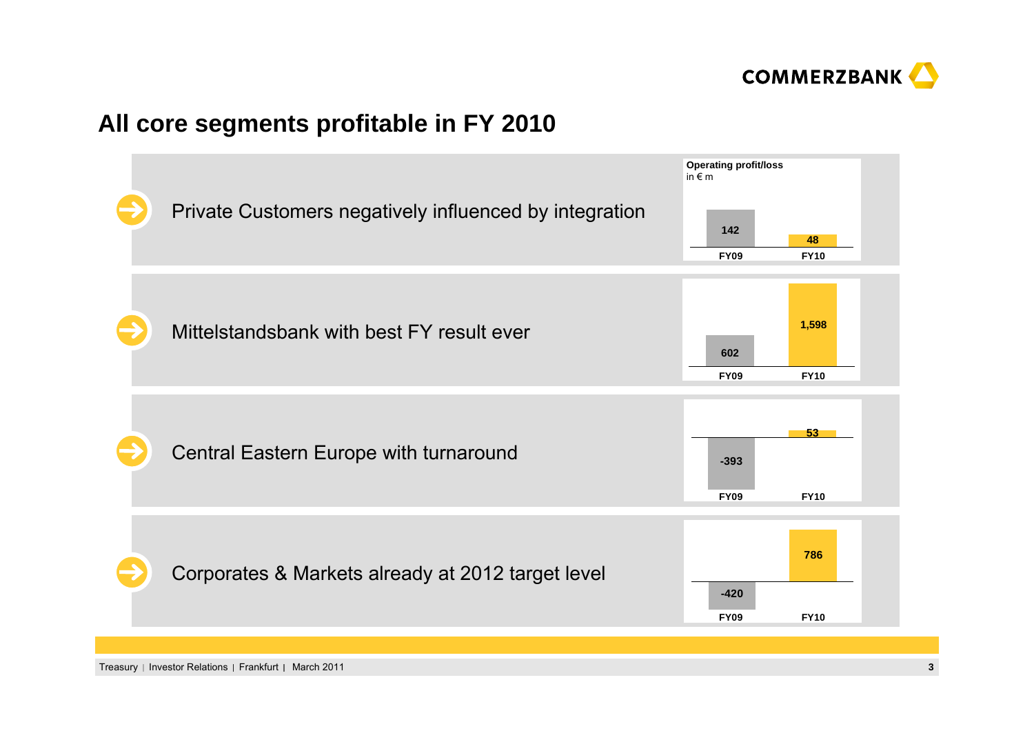# All core segments profitable in FY 2010

Operating profit/loss in € m

| Segment | FY09 | FY10 |
| --- | --- | --- |
| Private Customers negatively influenced by integration | 142 | 48 |
| Mittelstandsbank with best FY result ever | 602 | 1,598 |
| Central Eastern Europe with turnaround | -393 | 53 |
| Corporates & Markets already at 2012 target level | -420 | 786 |

Treasury | Investor Relations | Frankfurt | March 2011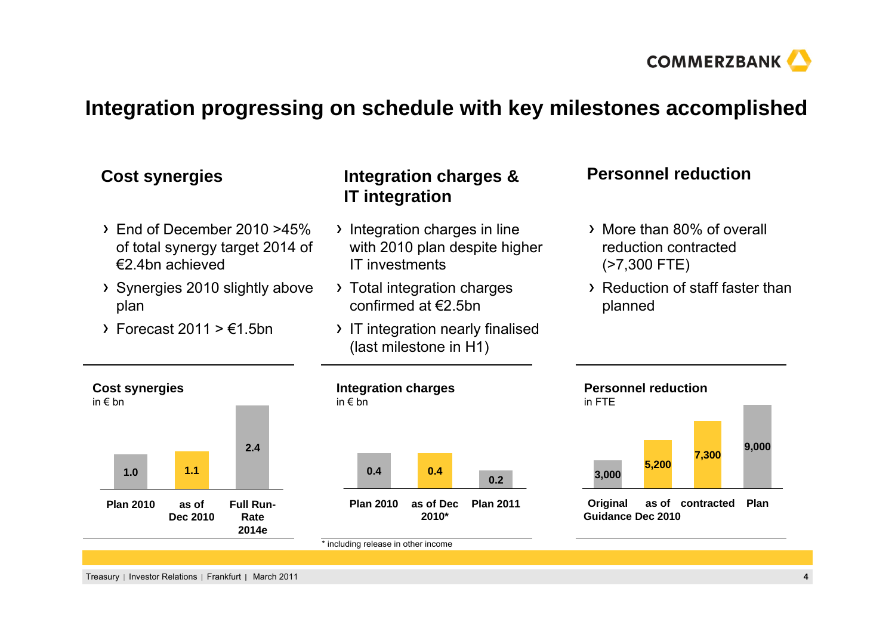# Integration progressing on schedule with key milestones accomplished

## Cost synergies

- End of December 2010 >45% of total synergy target 2014 of €2.4bn achieved
- Synergies 2010 slightly above plan
- Forecast 2011 > €1.5bn

## Integration charges & IT integration

- Integration charges in line with 2010 plan despite higher IT investments
- Total integration charges confirmed at €2.5bn
- IT integration nearly finalised (last milestone in H1)

## Personnel reduction

- More than 80% of overall reduction contracted (>7,300 FTE)
- Reduction of staff faster than planned

**Cost synergies**
in € bn

| Plan 2010 | as of Dec 2010 | Full Run-Rate 2014e |
|---|---|---|
| 1.0 | 1.1 | 2.4 |

**Integration charges**
in € bn

| Plan 2010 | as of Dec 2010* | Plan 2011 |
|---|---|---|
| 0.4 | 0.4 | 0.2 |

\* including release in other income

**Personnel reduction**
in FTE

| Original Guidance | as of Dec 2010 | contracted | Plan |
|---|---|---|---|
| 3,000 | 5,200 | 7,300 | 9,000 |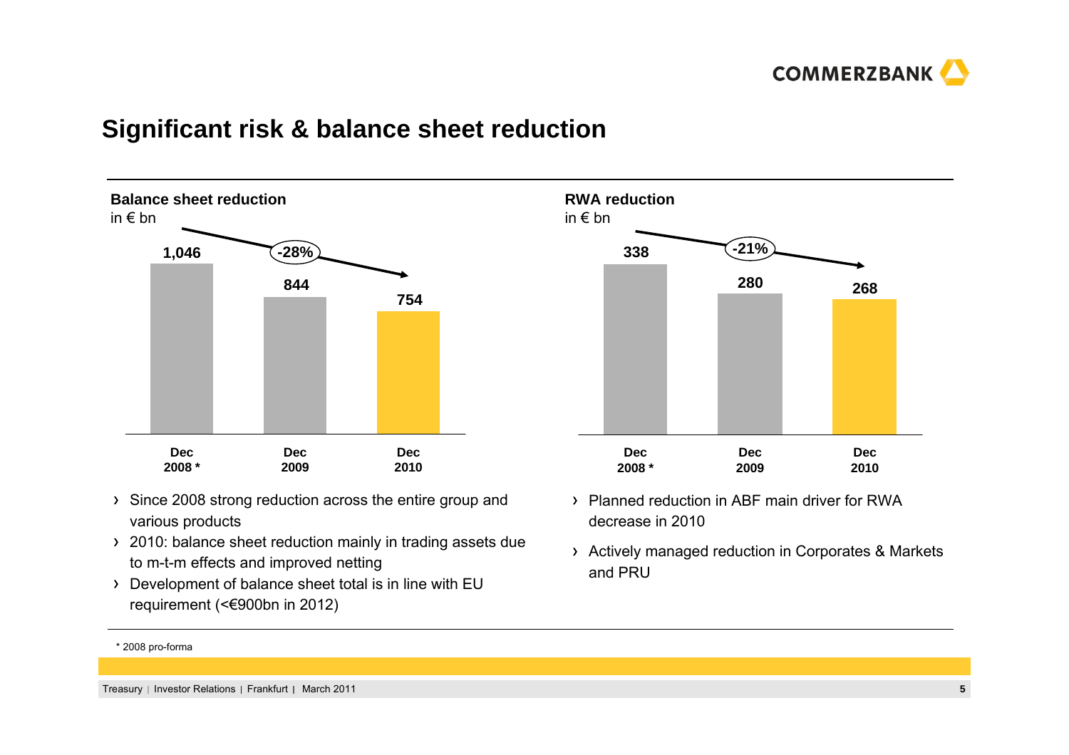## Significant risk & balance sheet reduction

**Balance sheet reduction**
in € bn

| Dec 2008 * | Dec 2009 | Dec 2010 |
|---|---|---|
| 1,046 | 844 | 754 |

-28%

- Since 2008 strong reduction across the entire group and various products
- 2010: balance sheet reduction mainly in trading assets due to m-t-m effects and improved netting
- Development of balance sheet total is in line with EU requirement (<€900bn in 2012)

**RWA reduction**
in € bn

| Dec 2008 * | Dec 2009 | Dec 2010 |
|---|---|---|
| 338 | 280 | 268 |

-21%

- Planned reduction in ABF main driver for RWA decrease in 2010
- Actively managed reduction in Corporates & Markets and PRU

\* 2008 pro-forma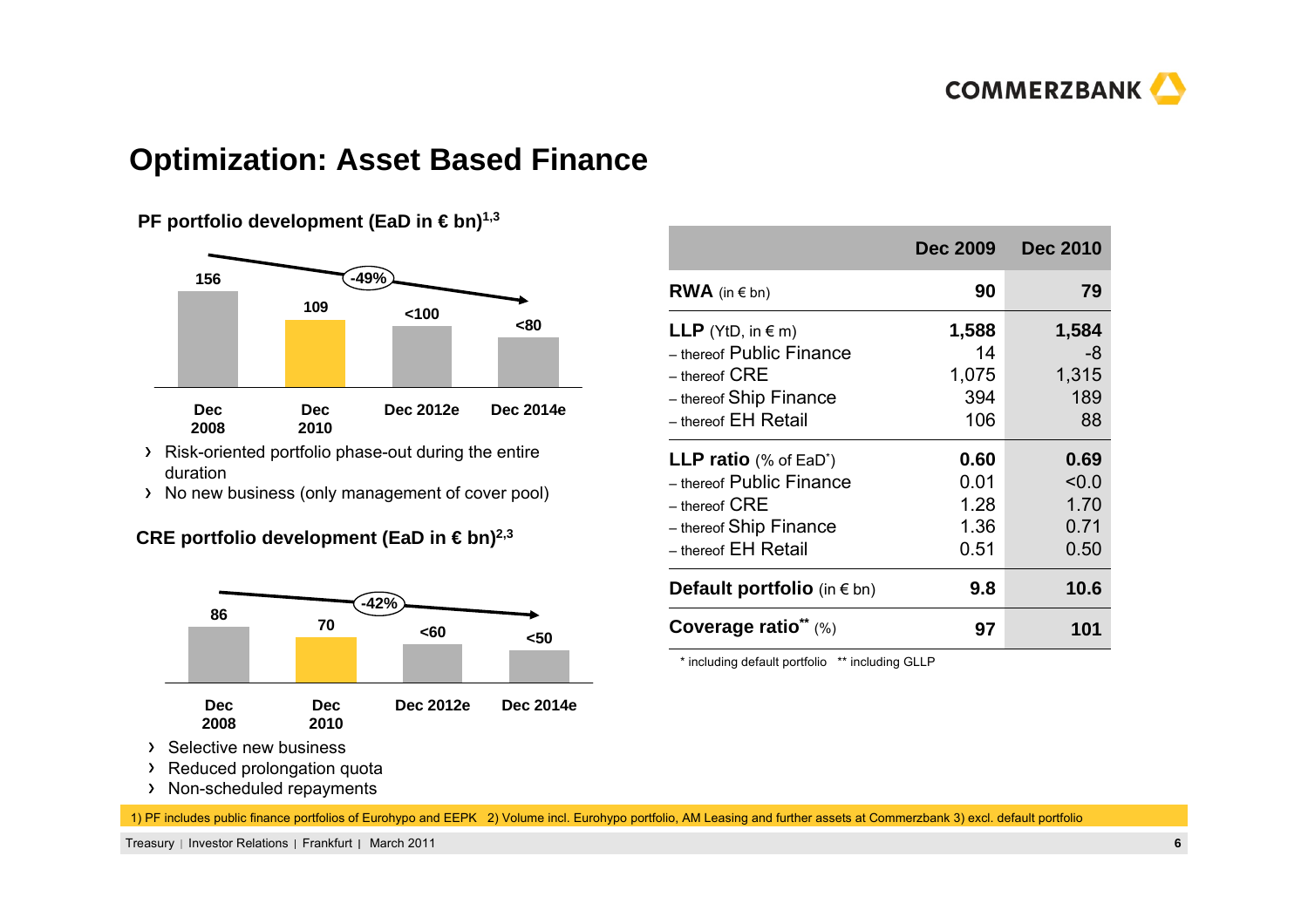# Optimization: Asset Based Finance

### PF portfolio development (EaD in € bn)[1,3]

| Dec 2008 | Dec 2010 | Dec 2012e | Dec 2014e |
|---|---|---|---|
| 156 | 109 | <100 | <80 |

-49%

- Risk-oriented portfolio phase-out during the entire duration
- No new business (only management of cover pool)

### CRE portfolio development (EaD in € bn)[2,3]

| Dec 2008 | Dec 2010 | Dec 2012e | Dec 2014e |
|---|---|---|---|
| 86 | 70 | <60 | <50 |

-42%

- Selective new business
- Reduced prolongation quota
- Non-scheduled repayments

| | Dec 2009 | Dec 2010 |
|---|---|---|
| **RWA** (in € bn) | **90** | **79** |
| **LLP** (YtD, in € m) | **1,588** | **1,584** |
| – thereof Public Finance | 14 | -8 |
| – thereof CRE | 1,075 | 1,315 |
| – thereof Ship Finance | 394 | 189 |
| – thereof EH Retail | 106 | 88 |
| **LLP ratio** (% of EaD*) | **0.60** | **0.69** |
| – thereof Public Finance | 0.01 | <0.0 |
| – thereof CRE | 1.28 | 1.70 |
| – thereof Ship Finance | 1.36 | 0.71 |
| – thereof EH Retail | 0.51 | 0.50 |
| **Default portfolio** (in € bn) | **9.8** | **10.6** |
| **Coverage ratio**** (%) | **97** | **101** |

\* including default portfolio ** including GLLP

1) PF includes public finance portfolios of Eurohypo and EEPK 2) Volume incl. Eurohypo portfolio, AM Leasing and further assets at Commerzbank 3) excl. default portfolio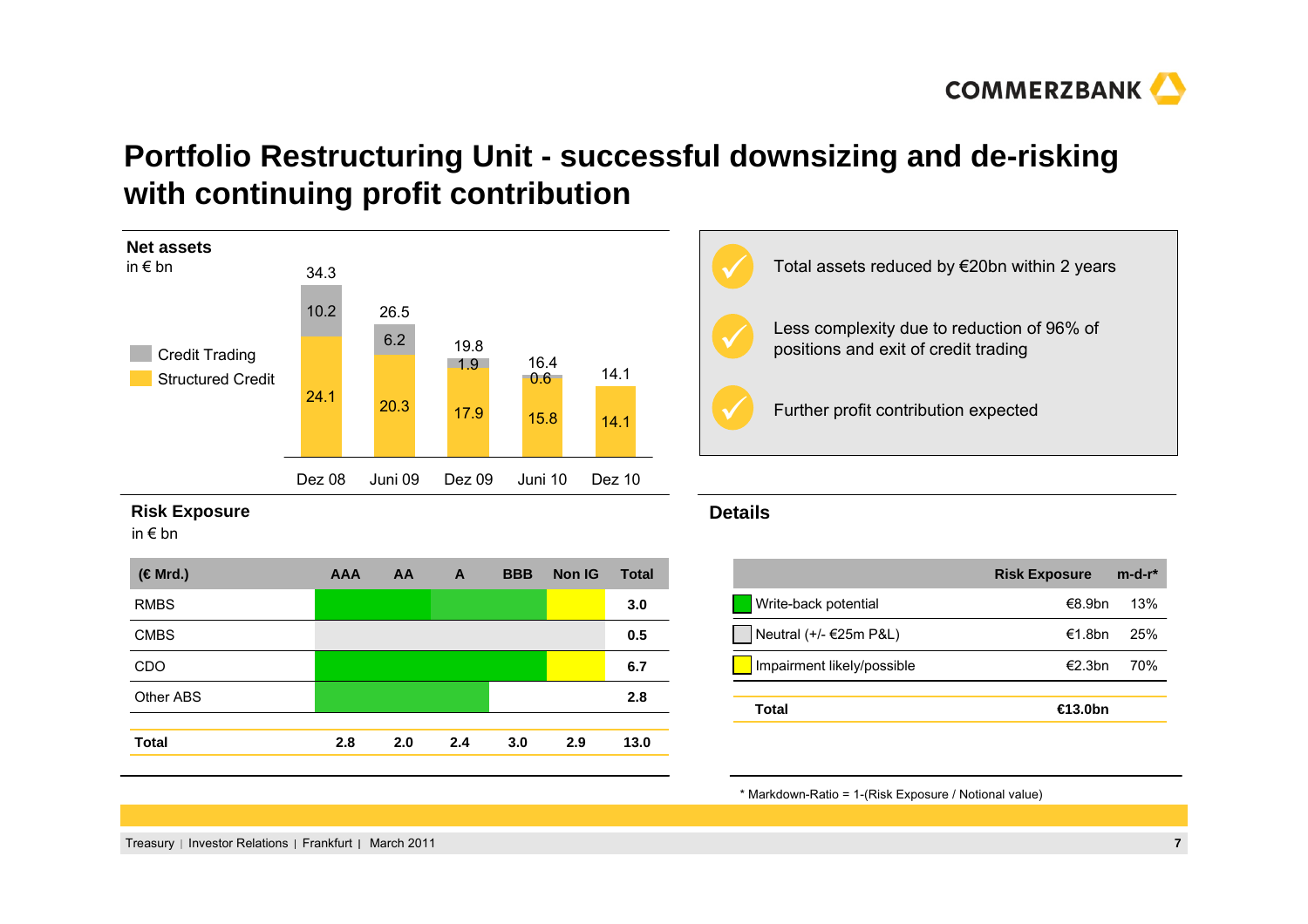# Portfolio Restructuring Unit - successful downsizing and de-risking with continuing profit contribution

**Net assets**
in € bn

| | Dez 08 | Juni 09 | Dez 09 | Juni 10 | Dez 10 |
|---|---|---|---|---|---|
| Credit Trading | 10.2 | 6.2 | 1.9 | 0.6 | |
| Structured Credit | 24.1 | 20.3 | 17.9 | 15.8 | 14.1 |
| Total | 34.3 | 26.5 | 19.8 | 16.4 | 14.1 |

- Total assets reduced by €20bn within 2 years
- Less complexity due to reduction of 96% of positions and exit of credit trading
- Further profit contribution expected

**Risk Exposure**
in € bn

| (€ Mrd.) | AAA | AA | A | BBB | Non IG | Total |
|---|---|---|---|---|---|---|
| RMBS | | | | | | 3.0 |
| CMBS | | | | | | 0.5 |
| CDO | | | | | | 6.7 |
| Other ABS | | | | | | 2.8 |
| **Total** | 2.8 | 2.0 | 2.4 | 3.0 | 2.9 | 13.0 |

**Details**

| | Risk Exposure | m-d-r* |
|---|---|---|
| Write-back potential | €8.9bn | 13% |
| Neutral (+/- €25m P&L) | €1.8bn | 25% |
| Impairment likely/possible | €2.3bn | 70% |
| **Total** | **€13.0bn** | |

* Markdown-Ratio = 1-(Risk Exposure / Notional value)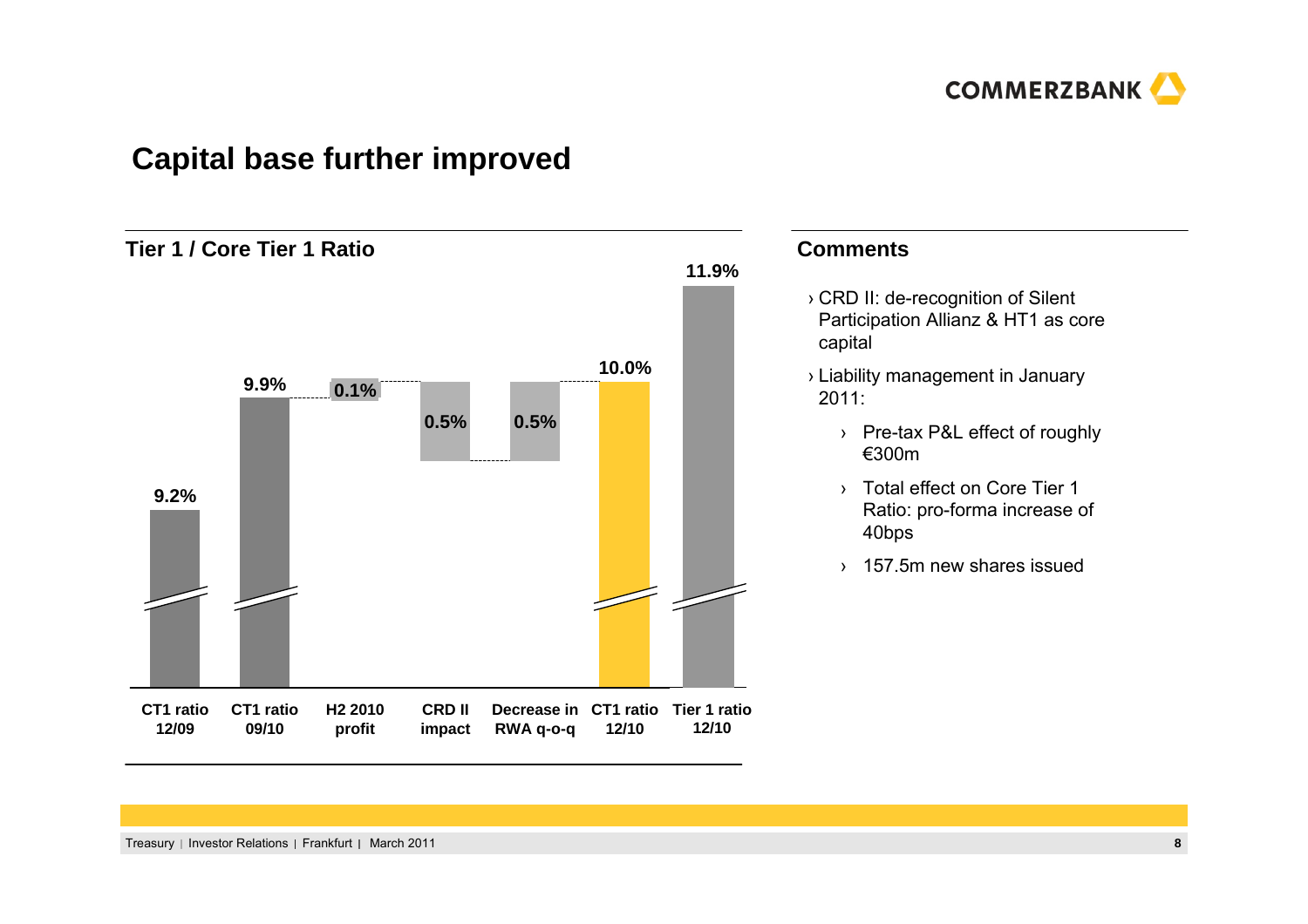# Capital base further improved

## Tier 1 / Core Tier 1 Ratio

| | CT1 ratio 12/09 | CT1 ratio 09/10 | H2 2010 profit | CRD II impact | Decrease in RWA q-o-q | CT1 ratio 12/10 | Tier 1 ratio 12/10 |
|---|---|---|---|---|---|---|---|
| Value | 9.2% | 9.9% | 0.1% | 0.5% | 0.5% | 10.0% | 11.9% |

## Comments

- CRD II: de-recognition of Silent Participation Allianz & HT1 as core capital
- Liability management in January 2011:
  - Pre-tax P&L effect of roughly €300m
  - Total effect on Core Tier 1 Ratio: pro-forma increase of 40bps
  - 157.5m new shares issued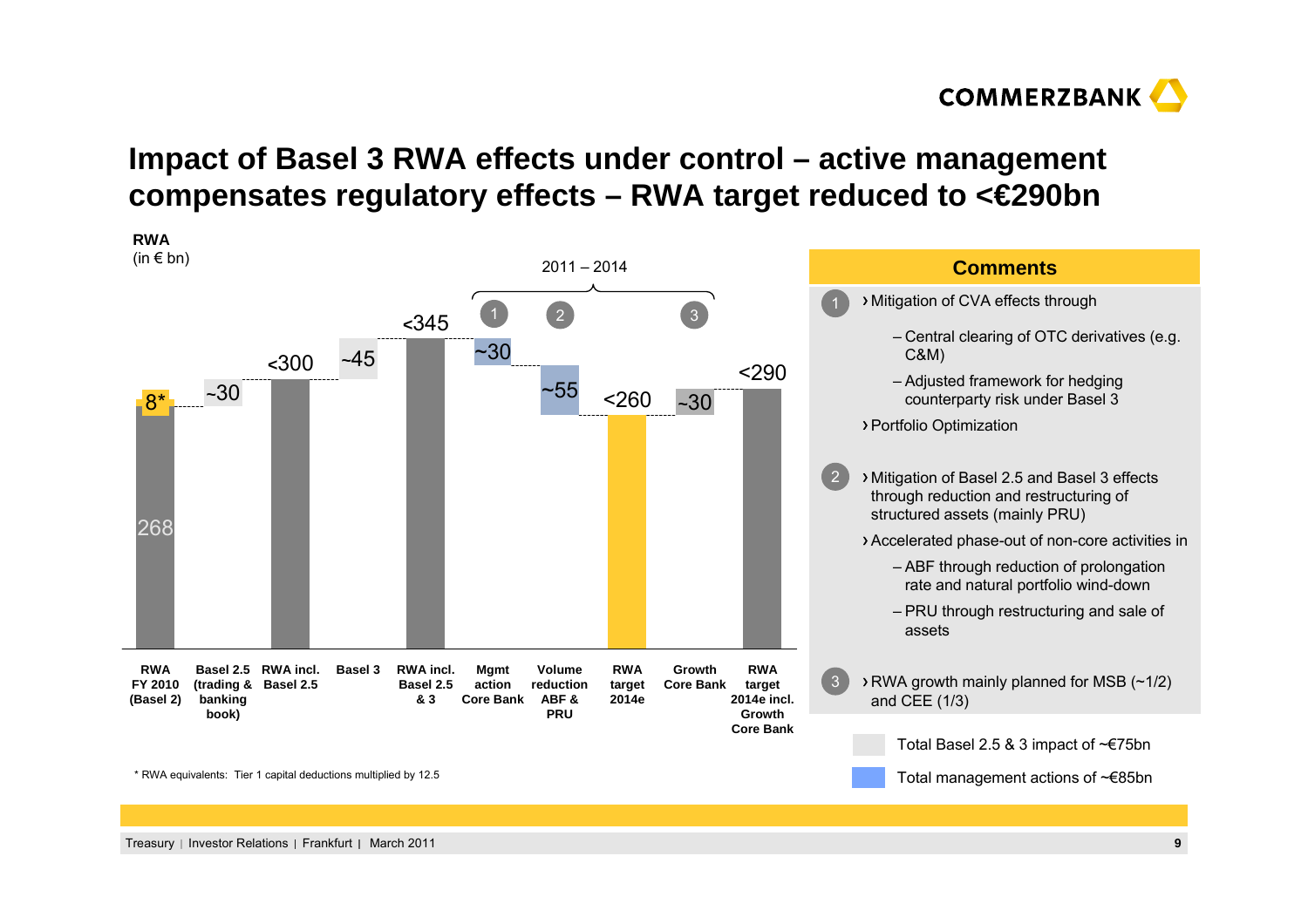# Impact of Basel 3 RWA effects under control – active management compensates regulatory effects – RWA target reduced to <€290bn

**RWA**
(in € bn)

2011 – 2014

| Category | Value |
|---|---|
| RWA FY 2010 (Basel 2) | 268 + 8* |
| Basel 2.5 (trading & banking book) | ~30 |
| RWA incl. Basel 2.5 | <300 |
| Basel 3 | ~45 |
| RWA incl. Basel 2.5 & 3 | <345 |
| (1) Mgmt action Core Bank | ~30 |
| (2) Volume reduction ABF & PRU | ~55 |
| RWA target 2014e | <260 |
| (3) Growth Core Bank | ~30 |
| RWA target 2014e incl. Growth Core Bank | <290 |

* RWA equivalents: Tier 1 capital deductions multiplied by 12.5

## Comments

1.
   - Mitigation of CVA effects through
     - Central clearing of OTC derivatives (e.g. C&M)
     - Adjusted framework for hedging counterparty risk under Basel 3
   - Portfolio Optimization

2.
   - Mitigation of Basel 2.5 and Basel 3 effects through reduction and restructuring of structured assets (mainly PRU)
   - Accelerated phase-out of non-core activities in
     - ABF through reduction of prolongation rate and natural portfolio wind-down
     - PRU through restructuring and sale of assets

3.
   - RWA growth mainly planned for MSB (~1/2) and CEE (1/3)

Legend:
- Total Basel 2.5 & 3 impact of ~€75bn
- Total management actions of ~€85bn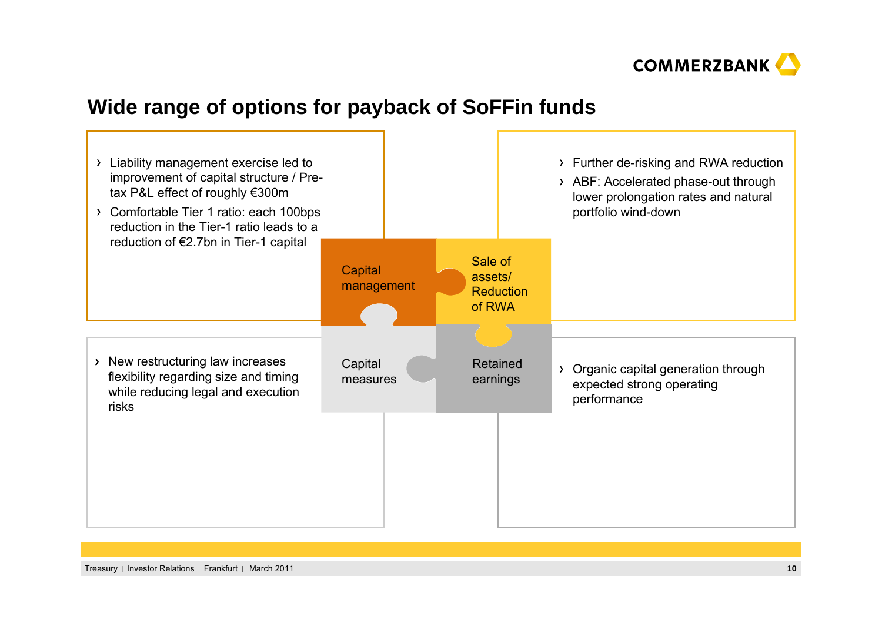# Wide range of options for payback of SoFFin funds

## Capital management

- Liability management exercise led to improvement of capital structure / Pre-tax P&L effect of roughly €300m
- Comfortable Tier 1 ratio: each 100bps reduction in the Tier-1 ratio leads to a reduction of €2.7bn in Tier-1 capital

## Sale of assets/ Reduction of RWA

- Further de-risking and RWA reduction
- ABF: Accelerated phase-out through lower prolongation rates and natural portfolio wind-down

## Capital measures

- New restructuring law increases flexibility regarding size and timing while reducing legal and execution risks

## Retained earnings

- Organic capital generation through expected strong operating performance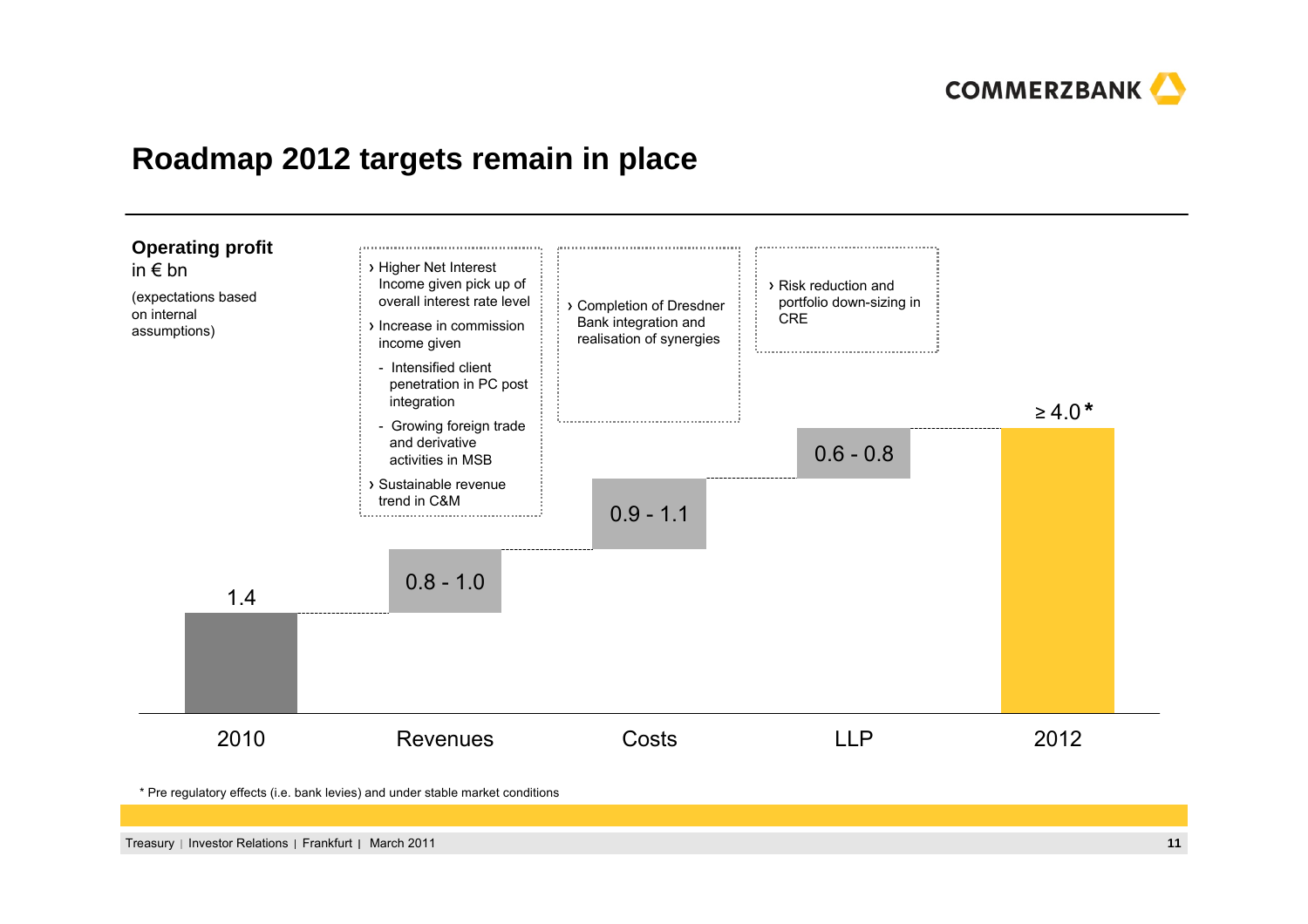# Roadmap 2012 targets remain in place

**Operating profit**
in € bn
(expectations based on internal assumptions)

| | 2010 | Revenues | Costs | LLP | 2012 |
|---|---|---|---|---|---|
| Operating profit | 1.4 | 0.8 - 1.0 | 0.9 - 1.1 | 0.6 - 0.8 | ≥ 4.0* |

**Revenues:**
- Higher Net Interest Income given pick up of overall interest rate level
- Increase in commission income given
  - Intensified client penetration in PC post integration
  - Growing foreign trade and derivative activities in MSB
- Sustainable revenue trend in C&M

**Costs:**
- Completion of Dresdner Bank integration and realisation of synergies

**LLP:**
- Risk reduction and portfolio down-sizing in CRE

\* Pre regulatory effects (i.e. bank levies) and under stable market conditions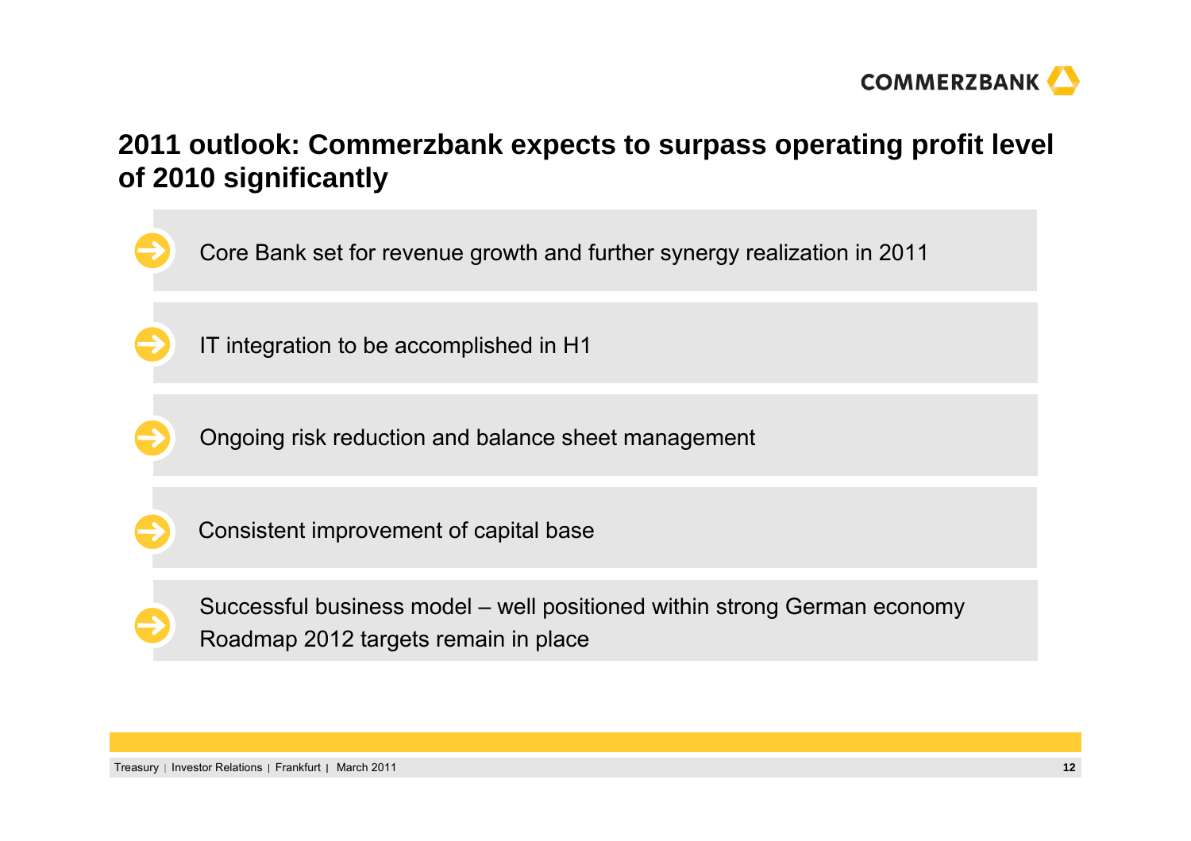# 2011 outlook: Commerzbank expects to surpass operating profit level of 2010 significantly

- Core Bank set for revenue growth and further synergy realization in 2011
- IT integration to be accomplished in H1
- Ongoing risk reduction and balance sheet management
- Consistent improvement of capital base
- Successful business model – well positioned within strong German economy
  Roadmap 2012 targets remain in place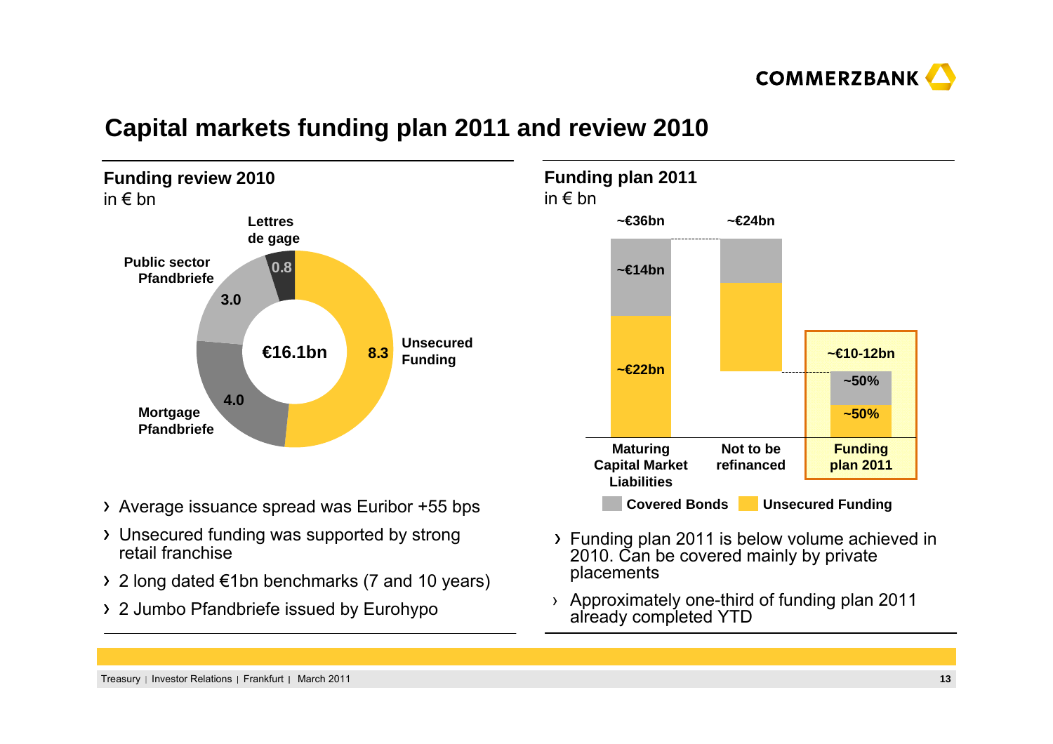# Capital markets funding plan 2011 and review 2010

## Funding review 2010

in € bn

| Category | € bn |
|---|---|
| Unsecured Funding | 8.3 |
| Mortgage Pfandbriefe | 4.0 |
| Public sector Pfandbriefe | 3.0 |
| Lettres de gage | 0.8 |
| **Total** | **€16.1bn** |

- Average issuance spread was Euribor +55 bps
- Unsecured funding was supported by strong retail franchise
- 2 long dated €1bn benchmarks (7 and 10 years)
- 2 Jumbo Pfandbriefe issued by Eurohypo

## Funding plan 2011

in € bn

| | Maturing Capital Market Liabilities | Not to be refinanced | Funding plan 2011 |
|---|---|---|---|
| Total | ~€36bn | ~€24bn | ~€10-12bn |
| Covered Bonds | ~€14bn | | ~50% |
| Unsecured Funding | ~€22bn | | ~50% |

- Funding plan 2011 is below volume achieved in 2010. Can be covered mainly by private placements
- Approximately one-third of funding plan 2011 already completed YTD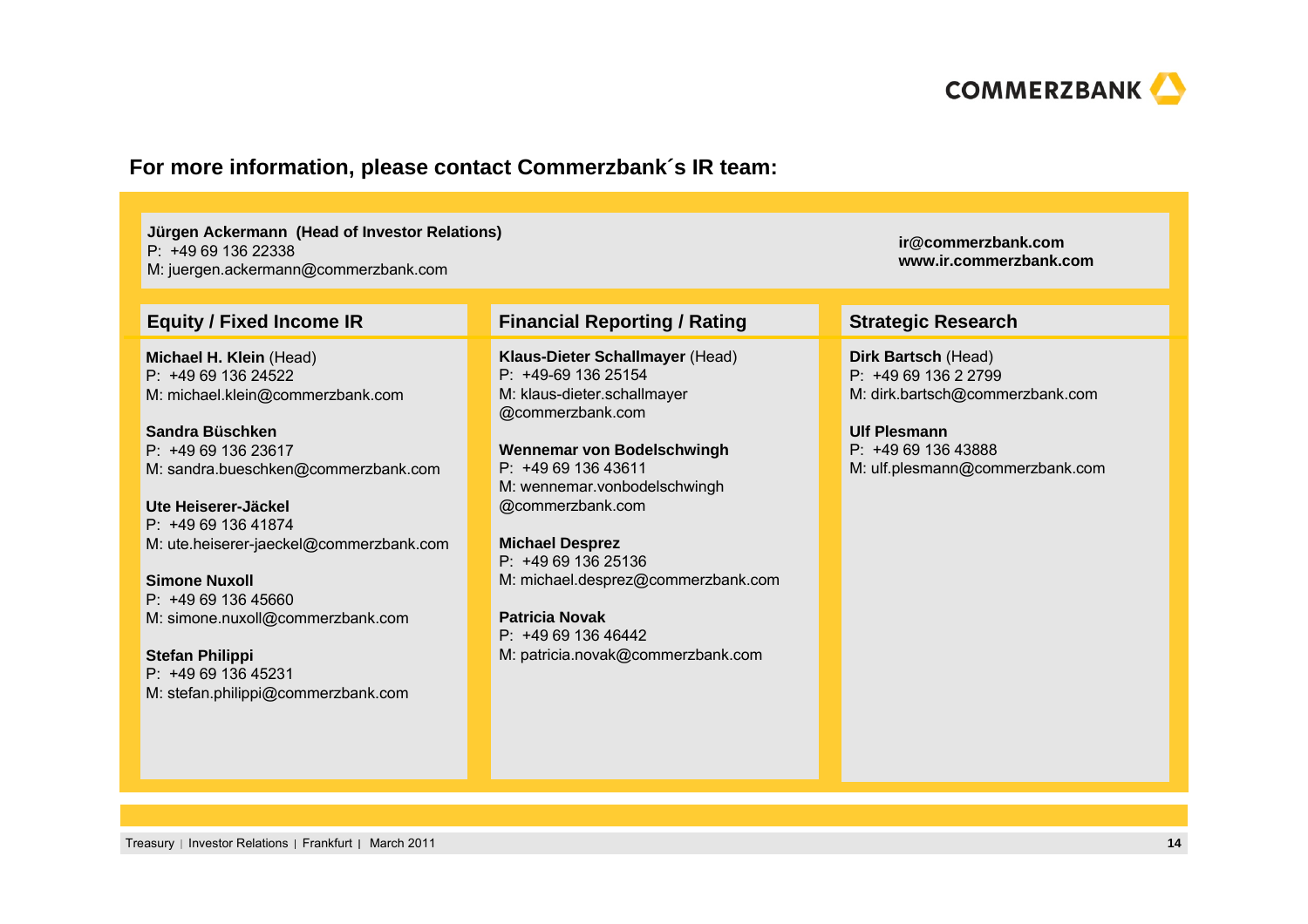COMMERZBANK

## For more information, please contact Commerzbank´s IR team:

**Jürgen Ackermann (Head of Investor Relations)**
P: +49 69 136 22338
M: juergen.ackermann@commerzbank.com

**ir@commerzbank.com**
**www.ir.commerzbank.com**

### Equity / Fixed Income IR

**Michael H. Klein** (Head)
P: +49 69 136 24522
M: michael.klein@commerzbank.com

**Sandra Büschken**
P: +49 69 136 23617
M: sandra.bueschken@commerzbank.com

**Ute Heiserer-Jäckel**
P: +49 69 136 41874
M: ute.heiserer-jaeckel@commerzbank.com

**Simone Nuxoll**
P: +49 69 136 45660
M: simone.nuxoll@commerzbank.com

**Stefan Philippi**
P: +49 69 136 45231
M: stefan.philippi@commerzbank.com

### Financial Reporting / Rating

**Klaus-Dieter Schallmayer** (Head)
P: +49-69 136 25154
M: klaus-dieter.schallmayer@commerzbank.com

**Wennemar von Bodelschwingh**
P: +49 69 136 43611
M: wennemar.vonbodelschwingh@commerzbank.com

**Michael Desprez**
P: +49 69 136 25136
M: michael.desprez@commerzbank.com

**Patricia Novak**
P: +49 69 136 46442
M: patricia.novak@commerzbank.com

### Strategic Research

**Dirk Bartsch** (Head)
P: +49 69 136 2 2799
M: dirk.bartsch@commerzbank.com

**Ulf Plesmann**
P: +49 69 136 43888
M: ulf.plesmann@commerzbank.com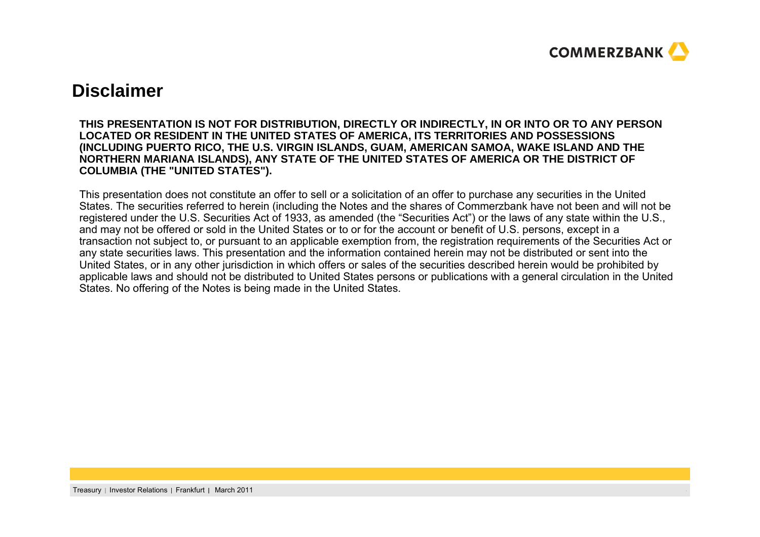# Disclaimer

**THIS PRESENTATION IS NOT FOR DISTRIBUTION, DIRECTLY OR INDIRECTLY, IN OR INTO OR TO ANY PERSON LOCATED OR RESIDENT IN THE UNITED STATES OF AMERICA, ITS TERRITORIES AND POSSESSIONS (INCLUDING PUERTO RICO, THE U.S. VIRGIN ISLANDS, GUAM, AMERICAN SAMOA, WAKE ISLAND AND THE NORTHERN MARIANA ISLANDS), ANY STATE OF THE UNITED STATES OF AMERICA OR THE DISTRICT OF COLUMBIA (THE "UNITED STATES").**

This presentation does not constitute an offer to sell or a solicitation of an offer to purchase any securities in the United States. The securities referred to herein (including the Notes and the shares of Commerzbank have not been and will not be registered under the U.S. Securities Act of 1933, as amended (the "Securities Act") or the laws of any state within the U.S., and may not be offered or sold in the United States or to or for the account or benefit of U.S. persons, except in a transaction not subject to, or pursuant to an applicable exemption from, the registration requirements of the Securities Act or any state securities laws. This presentation and the information contained herein may not be distributed or sent into the United States, or in any other jurisdiction in which offers or sales of the securities described herein would be prohibited by applicable laws and should not be distributed to United States persons or publications with a general circulation in the United States. No offering of the Notes is being made in the United States.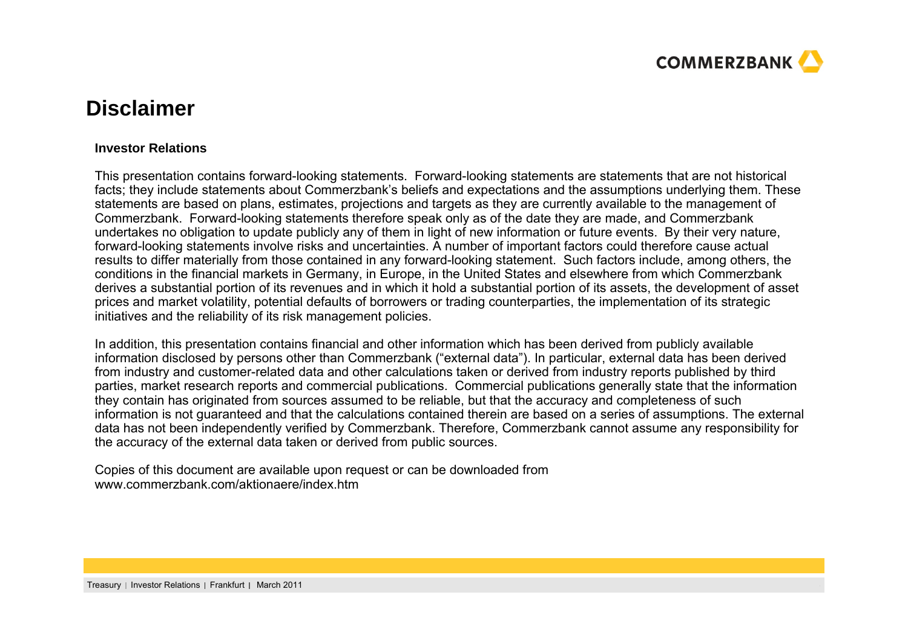# Disclaimer

**Investor Relations**

This presentation contains forward-looking statements. Forward-looking statements are statements that are not historical facts; they include statements about Commerzbank's beliefs and expectations and the assumptions underlying them. These statements are based on plans, estimates, projections and targets as they are currently available to the management of Commerzbank. Forward-looking statements therefore speak only as of the date they are made, and Commerzbank undertakes no obligation to update publicly any of them in light of new information or future events. By their very nature, forward-looking statements involve risks and uncertainties. A number of important factors could therefore cause actual results to differ materially from those contained in any forward-looking statement. Such factors include, among others, the conditions in the financial markets in Germany, in Europe, in the United States and elsewhere from which Commerzbank derives a substantial portion of its revenues and in which it hold a substantial portion of its assets, the development of asset prices and market volatility, potential defaults of borrowers or trading counterparties, the implementation of its strategic initiatives and the reliability of its risk management policies.

In addition, this presentation contains financial and other information which has been derived from publicly available information disclosed by persons other than Commerzbank ("external data"). In particular, external data has been derived from industry and customer-related data and other calculations taken or derived from industry reports published by third parties, market research reports and commercial publications. Commercial publications generally state that the information they contain has originated from sources assumed to be reliable, but that the accuracy and completeness of such information is not guaranteed and that the calculations contained therein are based on a series of assumptions. The external data has not been independently verified by Commerzbank. Therefore, Commerzbank cannot assume any responsibility for the accuracy of the external data taken or derived from public sources.

Copies of this document are available upon request or can be downloaded from www.commerzbank.com/aktionaere/index.htm